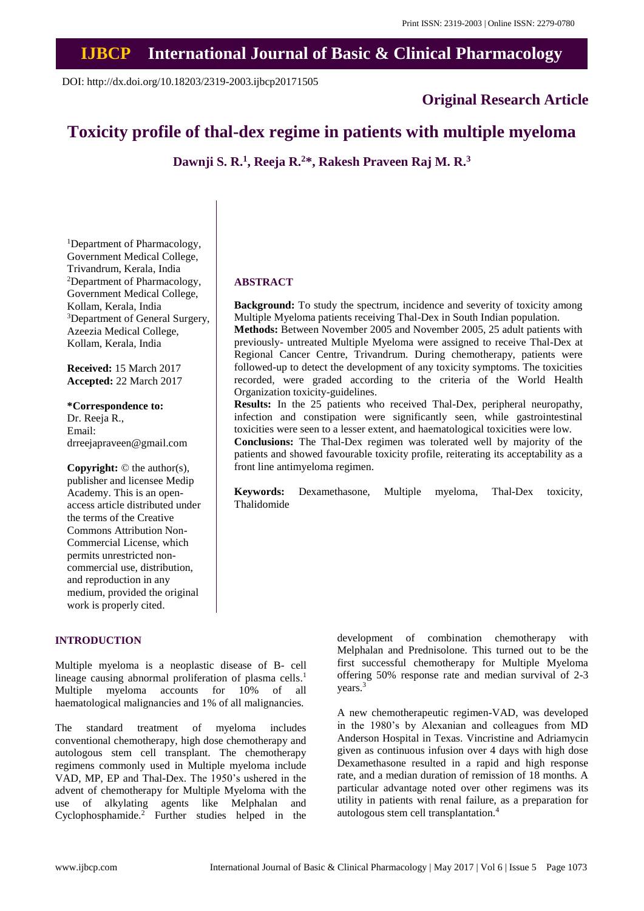Print ISSN: 2319-2003 | Online ISSN: 2279-0780

# IJBCP International Journal of Basic & Clinical Pharmacology

DOI: http://dx.doi.org/10.18203/2319-2003.ijbcp20171505

**Original Research Article**

# Toxicity profile of thal-dex regime in patients with multiple myeloma

**Dawnji S. R.[1], Reeja R.[2]*, Rakesh Praveen Raj M. R.[3]**

[1]Department of Pharmacology, Government Medical College, Trivandrum, Kerala, India
[2]Department of Pharmacology, Government Medical College, Kollam, Kerala, India
[3]Department of General Surgery, Azeezia Medical College, Kollam, Kerala, India

**Received:** 15 March 2017
**Accepted:** 22 March 2017

**\*Correspondence to:**
Dr. Reeja R.,
Email: drreejapraveen@gmail.com

**Copyright:** © the author(s), publisher and licensee Medip Academy. This is an open-access article distributed under the terms of the Creative Commons Attribution Non-Commercial License, which permits unrestricted non-commercial use, distribution, and reproduction in any medium, provided the original work is properly cited.

## ABSTRACT

**Background:** To study the spectrum, incidence and severity of toxicity among Multiple Myeloma patients receiving Thal-Dex in South Indian population.

**Methods:** Between November 2005 and November 2005, 25 adult patients with previously- untreated Multiple Myeloma were assigned to receive Thal-Dex at Regional Cancer Centre, Trivandrum. During chemotherapy, patients were followed-up to detect the development of any toxicity symptoms. The toxicities recorded, were graded according to the criteria of the World Health Organization toxicity-guidelines.

**Results:** In the 25 patients who received Thal-Dex, peripheral neuropathy, infection and constipation were significantly seen, while gastrointestinal toxicities were seen to a lesser extent, and haematological toxicities were low.

**Conclusions:** The Thal-Dex regimen was tolerated well by majority of the patients and showed favourable toxicity profile, reiterating its acceptability as a front line antimyeloma regimen.

**Keywords:** Dexamethasone, Multiple myeloma, Thal-Dex toxicity, Thalidomide

## INTRODUCTION

Multiple myeloma is a neoplastic disease of B- cell lineage causing abnormal proliferation of plasma cells.[1] Multiple myeloma accounts for 10% of all haematological malignancies and 1% of all malignancies.

The standard treatment of myeloma includes conventional chemotherapy, high dose chemotherapy and autologous stem cell transplant. The chemotherapy regimens commonly used in Multiple myeloma include VAD, MP, EP and Thal-Dex. The 1950's ushered in the advent of chemotherapy for Multiple Myeloma with the use of alkylating agents like Melphalan and Cyclophosphamide.[2] Further studies helped in the development of combination chemotherapy with Melphalan and Prednisolone. This turned out to be the first successful chemotherapy for Multiple Myeloma offering 50% response rate and median survival of 2-3 years.[3]

A new chemotherapeutic regimen-VAD, was developed in the 1980's by Alexanian and colleagues from MD Anderson Hospital in Texas. Vincristine and Adriamycin given as continuous infusion over 4 days with high dose Dexamethasone resulted in a rapid and high response rate, and a median duration of remission of 18 months. A particular advantage noted over other regimens was its utility in patients with renal failure, as a preparation for autologous stem cell transplantation.[4]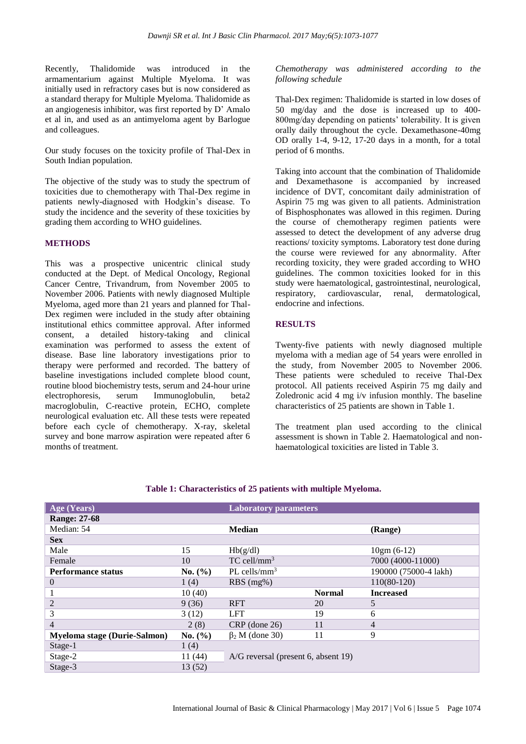Recently, Thalidomide was introduced in the armamentarium against Multiple Myeloma. It was initially used in refractory cases but is now considered as a standard therapy for Multiple Myeloma. Thalidomide as an angiogenesis inhibitor, was first reported by D' Amalo et al in, and used as an antimyeloma agent by Barlogue and colleagues.

Our study focuses on the toxicity profile of Thal-Dex in South Indian population.

The objective of the study was to study the spectrum of toxicities due to chemotherapy with Thal-Dex regime in patients newly-diagnosed with Hodgkin's disease. To study the incidence and the severity of these toxicities by grading them according to WHO guidelines.

## METHODS

This was a prospective unicentric clinical study conducted at the Dept. of Medical Oncology, Regional Cancer Centre, Trivandrum, from November 2005 to November 2006. Patients with newly diagnosed Multiple Myeloma, aged more than 21 years and planned for Thal-Dex regimen were included in the study after obtaining institutional ethics committee approval. After informed consent, a detailed history-taking and clinical examination was performed to assess the extent of disease. Base line laboratory investigations prior to therapy were performed and recorded. The battery of baseline investigations included complete blood count, routine blood biochemistry tests, serum and 24-hour urine electrophoresis, serum Immunoglobulin, beta2 macroglobulin, C-reactive protein, ECHO, complete neurological evaluation etc. All these tests were repeated before each cycle of chemotherapy. X-ray, skeletal survey and bone marrow aspiration were repeated after 6 months of treatment.

*Chemotherapy was administered according to the following schedule*

Thal-Dex regimen: Thalidomide is started in low doses of 50 mg/day and the dose is increased up to 400-800mg/day depending on patients' tolerability. It is given orally daily throughout the cycle. Dexamethasone-40mg OD orally 1-4, 9-12, 17-20 days in a month, for a total period of 6 months.

Taking into account that the combination of Thalidomide and Dexamethasone is accompanied by increased incidence of DVT, concomitant daily administration of Aspirin 75 mg was given to all patients. Administration of Bisphosphonates was allowed in this regimen. During the course of chemotherapy regimen patients were assessed to detect the development of any adverse drug reactions/ toxicity symptoms. Laboratory test done during the course were reviewed for any abnormality. After recording toxicity, they were graded according to WHO guidelines. The common toxicities looked for in this study were haematological, gastrointestinal, neurological, respiratory, cardiovascular, renal, dermatological, endocrine and infections.

## RESULTS

Twenty-five patients with newly diagnosed multiple myeloma with a median age of 54 years were enrolled in the study, from November 2005 to November 2006. These patients were scheduled to receive Thal-Dex protocol. All patients received Aspirin 75 mg daily and Zoledronic acid 4 mg i/v infusion monthly. The baseline characteristics of 25 patients are shown in Table 1.

The treatment plan used according to the clinical assessment is shown in Table 2. Haematological and non-haematological toxicities are listed in Table 3.

**Table 1: Characteristics of 25 patients with multiple Myeloma.**

| Age (Years) | | Laboratory parameters | | |
|---|---|---|---|---|
| **Range: 27-68** | | | | |
| Median: 54 | | **Median** | | **(Range)** |
| **Sex** | | | | |
| Male | 15 | Hb(g/dl) | | 10gm (6-12) |
| Female | 10 | TC cell/mm$^3$ | | 7000 (4000-11000) |
| **Performance status** | **No. (%)** | PL cells/mm$^3$ | | 190000 (75000-4 lakh) |
| 0 | 1 (4) | RBS (mg%) | | 110(80-120) |
| 1 | 10 (40) | | **Normal** | **Increased** |
| 2 | 9 (36) | RFT | 20 | 5 |
| 3 | 3 (12) | LFT | 19 | 6 |
| 4 | 2 (8) | CRP (done 26) | 11 | 4 |
| **Myeloma stage (Durie-Salmon)** | **No. (%)** | $\beta_2$ M (done 30) | 11 | 9 |
| Stage-1 | 1 (4) | A/G reversal (present 6, absent 19) | | |
| Stage-2 | 11 (44) | | | |
| Stage-3 | 13 (52) | | | |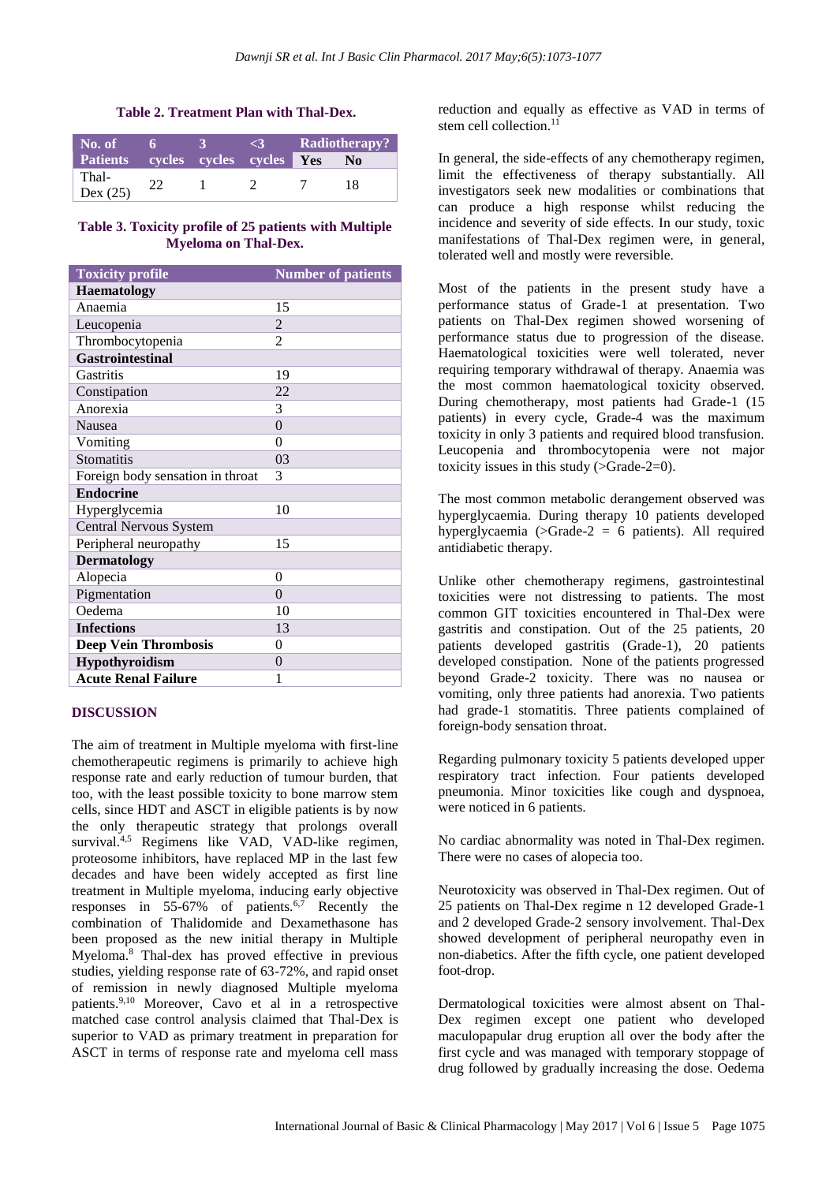**Table 2. Treatment Plan with Thal-Dex.**

| No. of Patients | 6 cycles | 3 cycles | <3 cycles | Radiotherapy? | |
|---|---|---|---|---|---|
| | | | | Yes | No |
| Thal-Dex (25) | 22 | 1 | 2 | 7 | 18 |

**Table 3. Toxicity profile of 25 patients with Multiple Myeloma on Thal-Dex.**

| Toxicity profile | Number of patients |
|---|---|
| **Haematology** | |
| Anaemia | 15 |
| Leucopenia | 2 |
| Thrombocytopenia | 2 |
| **Gastrointestinal** | |
| Gastritis | 19 |
| Constipation | 22 |
| Anorexia | 3 |
| Nausea | 0 |
| Vomiting | 0 |
| Stomatitis | 03 |
| Foreign body sensation in throat | 3 |
| **Endocrine** | |
| Hyperglycemia | 10 |
| Central Nervous System | |
| Peripheral neuropathy | 15 |
| **Dermatology** | |
| Alopecia | 0 |
| Pigmentation | 0 |
| Oedema | 10 |
| **Infections** | 13 |
| **Deep Vein Thrombosis** | 0 |
| **Hypothyroidism** | 0 |
| **Acute Renal Failure** | 1 |

## DISCUSSION

The aim of treatment in Multiple myeloma with first-line chemotherapeutic regimens is primarily to achieve high response rate and early reduction of tumour burden, that too, with the least possible toxicity to bone marrow stem cells, since HDT and ASCT in eligible patients is by now the only therapeutic strategy that prolongs overall survival.[4,5] Regimens like VAD, VAD-like regimen, proteosome inhibitors, have replaced MP in the last few decades and have been widely accepted as first line treatment in Multiple myeloma, inducing early objective responses in 55-67% of patients.[6,7] Recently the combination of Thalidomide and Dexamethasone has been proposed as the new initial therapy in Multiple Myeloma.[8] Thal-dex has proved effective in previous studies, yielding response rate of 63-72%, and rapid onset of remission in newly diagnosed Multiple myeloma patients.[9,10] Moreover, Cavo et al in a retrospective matched case control analysis claimed that Thal-Dex is superior to VAD as primary treatment in preparation for ASCT in terms of response rate and myeloma cell mass reduction and equally as effective as VAD in terms of stem cell collection.[11]

In general, the side-effects of any chemotherapy regimen, limit the effectiveness of therapy substantially. All investigators seek new modalities or combinations that can produce a high response whilst reducing the incidence and severity of side effects. In our study, toxic manifestations of Thal-Dex regimen were, in general, tolerated well and mostly were reversible.

Most of the patients in the present study have a performance status of Grade-1 at presentation. Two patients on Thal-Dex regimen showed worsening of performance status due to progression of the disease. Haematological toxicities were well tolerated, never requiring temporary withdrawal of therapy. Anaemia was the most common haematological toxicity observed. During chemotherapy, most patients had Grade-1 (15 patients) in every cycle, Grade-4 was the maximum toxicity in only 3 patients and required blood transfusion. Leucopenia and thrombocytopenia were not major toxicity issues in this study (>Grade-2=0).

The most common metabolic derangement observed was hyperglycaemia. During therapy 10 patients developed hyperglycaemia (>Grade-2 = 6 patients). All required antidiabetic therapy.

Unlike other chemotherapy regimens, gastrointestinal toxicities were not distressing to patients. The most common GIT toxicities encountered in Thal-Dex were gastritis and constipation. Out of the 25 patients, 20 patients developed gastritis (Grade-1), 20 patients developed constipation. None of the patients progressed beyond Grade-2 toxicity. There was no nausea or vomiting, only three patients had anorexia. Two patients had grade-1 stomatitis. Three patients complained of foreign-body sensation throat.

Regarding pulmonary toxicity 5 patients developed upper respiratory tract infection. Four patients developed pneumonia. Minor toxicities like cough and dyspnoea, were noticed in 6 patients.

No cardiac abnormality was noted in Thal-Dex regimen. There were no cases of alopecia too.

Neurotoxicity was observed in Thal-Dex regimen. Out of 25 patients on Thal-Dex regime n 12 developed Grade-1 and 2 developed Grade-2 sensory involvement. Thal-Dex showed development of peripheral neuropathy even in non-diabetics. After the fifth cycle, one patient developed foot-drop.

Dermatological toxicities were almost absent on Thal-Dex regimen except one patient who developed maculopapular drug eruption all over the body after the first cycle and was managed with temporary stoppage of drug followed by gradually increasing the dose. Oedema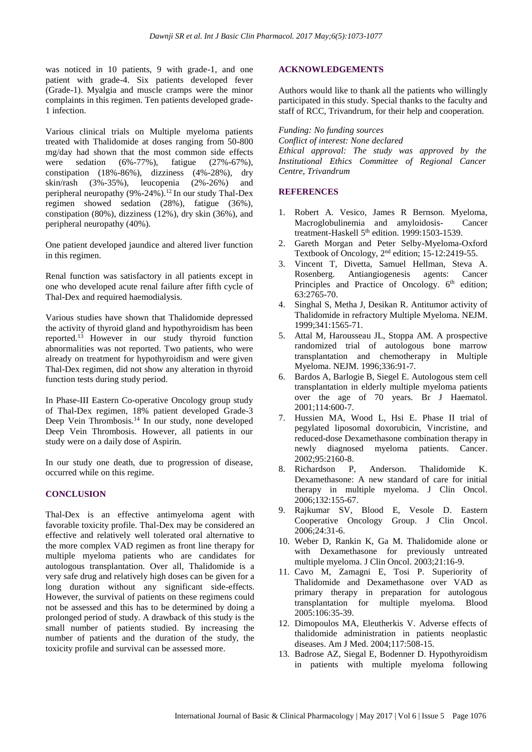was noticed in 10 patients, 9 with grade-1, and one patient with grade-4. Six patients developed fever (Grade-1). Myalgia and muscle cramps were the minor complaints in this regimen. Ten patients developed grade-1 infection.

Various clinical trials on Multiple myeloma patients treated with Thalidomide at doses ranging from 50-800 mg/day had shown that the most common side effects were sedation (6%-77%), fatigue (27%-67%), constipation (18%-86%), dizziness (4%-28%), dry skin/rash (3%-35%), leucopenia (2%-26%) and peripheral neuropathy (9%-24%).[12] In our study Thal-Dex regimen showed sedation (28%), fatigue (36%), constipation (80%), dizziness (12%), dry skin (36%), and peripheral neuropathy (40%).

One patient developed jaundice and altered liver function in this regimen.

Renal function was satisfactory in all patients except in one who developed acute renal failure after fifth cycle of Thal-Dex and required haemodialysis.

Various studies have shown that Thalidomide depressed the activity of thyroid gland and hypothyroidism has been reported.[13] However in our study thyroid function abnormalities was not reported. Two patients, who were already on treatment for hypothyroidism and were given Thal-Dex regimen, did not show any alteration in thyroid function tests during study period.

In Phase-III Eastern Co-operative Oncology group study of Thal-Dex regimen, 18% patient developed Grade-3 Deep Vein Thrombosis.[14] In our study, none developed Deep Vein Thrombosis. However, all patients in our study were on a daily dose of Aspirin.

In our study one death, due to progression of disease, occurred while on this regime.

## CONCLUSION

Thal-Dex is an effective antimyeloma agent with favorable toxicity profile. Thal-Dex may be considered an effective and relatively well tolerated oral alternative to the more complex VAD regimen as front line therapy for multiple myeloma patients who are candidates for autologous transplantation. Over all, Thalidomide is a very safe drug and relatively high doses can be given for a long duration without any significant side-effects. However, the survival of patients on these regimens could not be assessed and this has to be determined by doing a prolonged period of study. A drawback of this study is the small number of patients studied. By increasing the number of patients and the duration of the study, the toxicity profile and survival can be assessed more.

## ACKNOWLEDGEMENTS

Authors would like to thank all the patients who willingly participated in this study. Special thanks to the faculty and staff of RCC, Trivandrum, for their help and cooperation.

*Funding: No funding sources*
*Conflict of interest: None declared*
*Ethical approval: The study was approved by the Institutional Ethics Committee of Regional Cancer Centre, Trivandrum*

## REFERENCES

1. Robert A. Vesico, James R Bernson. Myeloma, Macroglobulinemia and amyloidosis- Cancer treatment-Haskell 5th edition. 1999:1503-1539.
2. Gareth Morgan and Peter Selby-Myeloma-Oxford Textbook of Oncology, 2nd edition; 15-12:2419-55.
3. Vincent T, Divetta, Samuel Hellman, Steva A. Rosenberg. Antiangiogenesis agents: Cancer Principles and Practice of Oncology. 6th edition; 63:2765-70.
4. Singhal S, Metha J, Desikan R. Antitumor activity of Thalidomide in refractory Multiple Myeloma. NEJM. 1999;341:1565-71.
5. Attal M, Harousseau JL, Stoppa AM. A prospective randomized trial of autologous bone marrow transplantation and chemotherapy in Multiple Myeloma. NEJM. 1996;336:91-7.
6. Bardos A, Barlogie B, Siegel E. Autologous stem cell transplantation in elderly multiple myeloma patients over the age of 70 years. Br J Haematol. 2001;114:600-7.
7. Hussien MA, Wood L, Hsi E. Phase II trial of pegylated liposomal doxorubicin, Vincristine, and reduced-dose Dexamethasone combination therapy in newly diagnosed myeloma patients. Cancer. 2002;95:2160-8.
8. Richardson P, Anderson. Thalidomide K. Dexamethasone: A new standard of care for initial therapy in multiple myeloma. J Clin Oncol. 2006;132:155-67.
9. Rajkumar SV, Blood E, Vesole D. Eastern Cooperative Oncology Group. J Clin Oncol. 2006;24:31-6.
10. Weber D, Rankin K, Ga M. Thalidomide alone or with Dexamethasone for previously untreated multiple myeloma. J Clin Oncol. 2003;21:16-9.
11. Cavo M, Zamagni E, Tosi P. Superiority of Thalidomide and Dexamethasone over VAD as primary therapy in preparation for autologous transplantation for multiple myeloma. Blood 2005:106:35-39.
12. Dimopoulos MA, Eleutherkis V. Adverse effects of thalidomide administration in patients neoplastic diseases. Am J Med. 2004;117:508-15.
13. Badrose AZ, Siegal E, Bodenner D. Hypothyroidism in patients with multiple myeloma following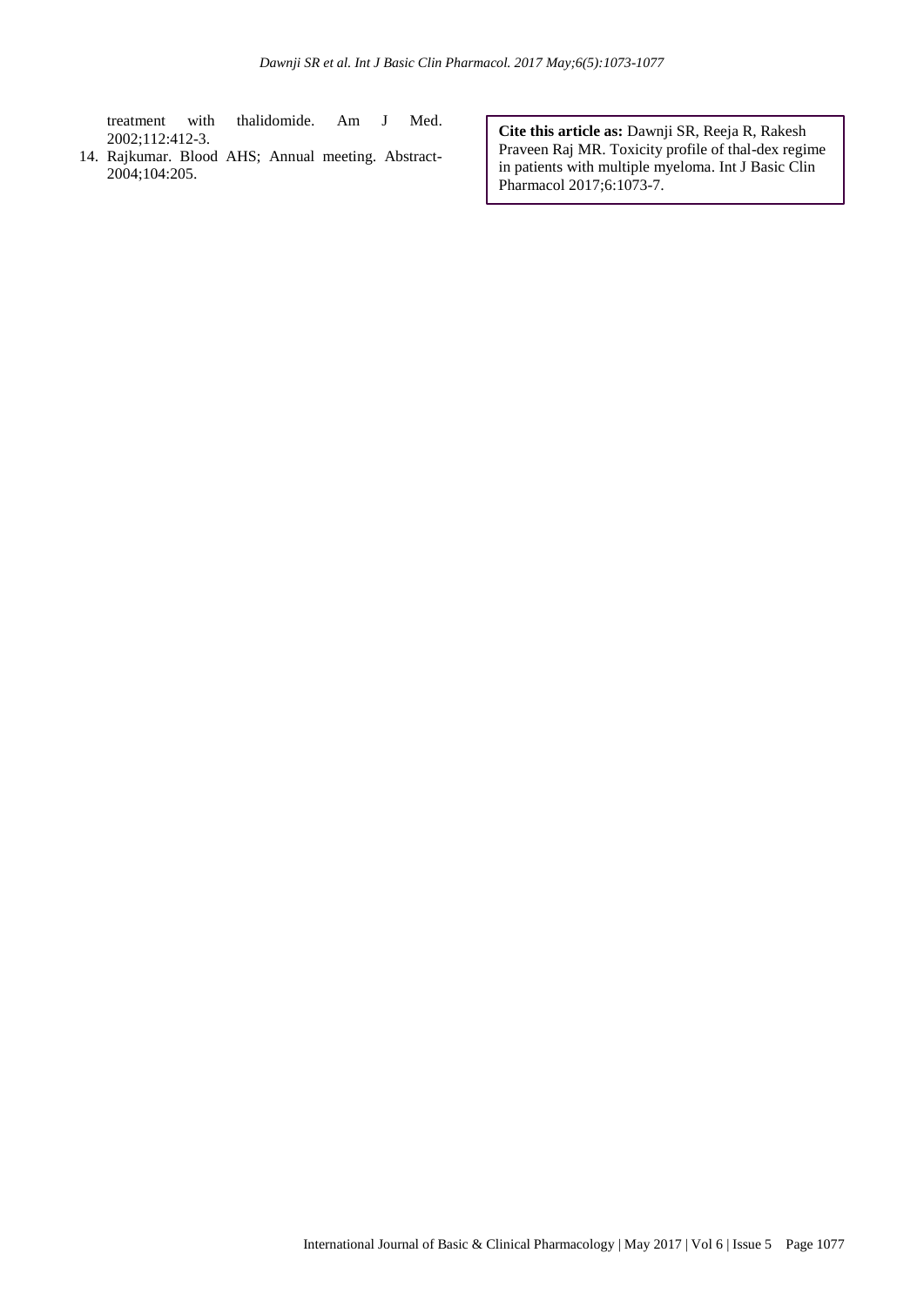treatment with thalidomide. Am J Med. 2002;112:412-3.

14. Rajkumar. Blood AHS; Annual meeting. Abstract-2004;104:205.

**Cite this article as:** Dawnji SR, Reeja R, Rakesh Praveen Raj MR. Toxicity profile of thal-dex regime in patients with multiple myeloma. Int J Basic Clin Pharmacol 2017;6:1073-7.